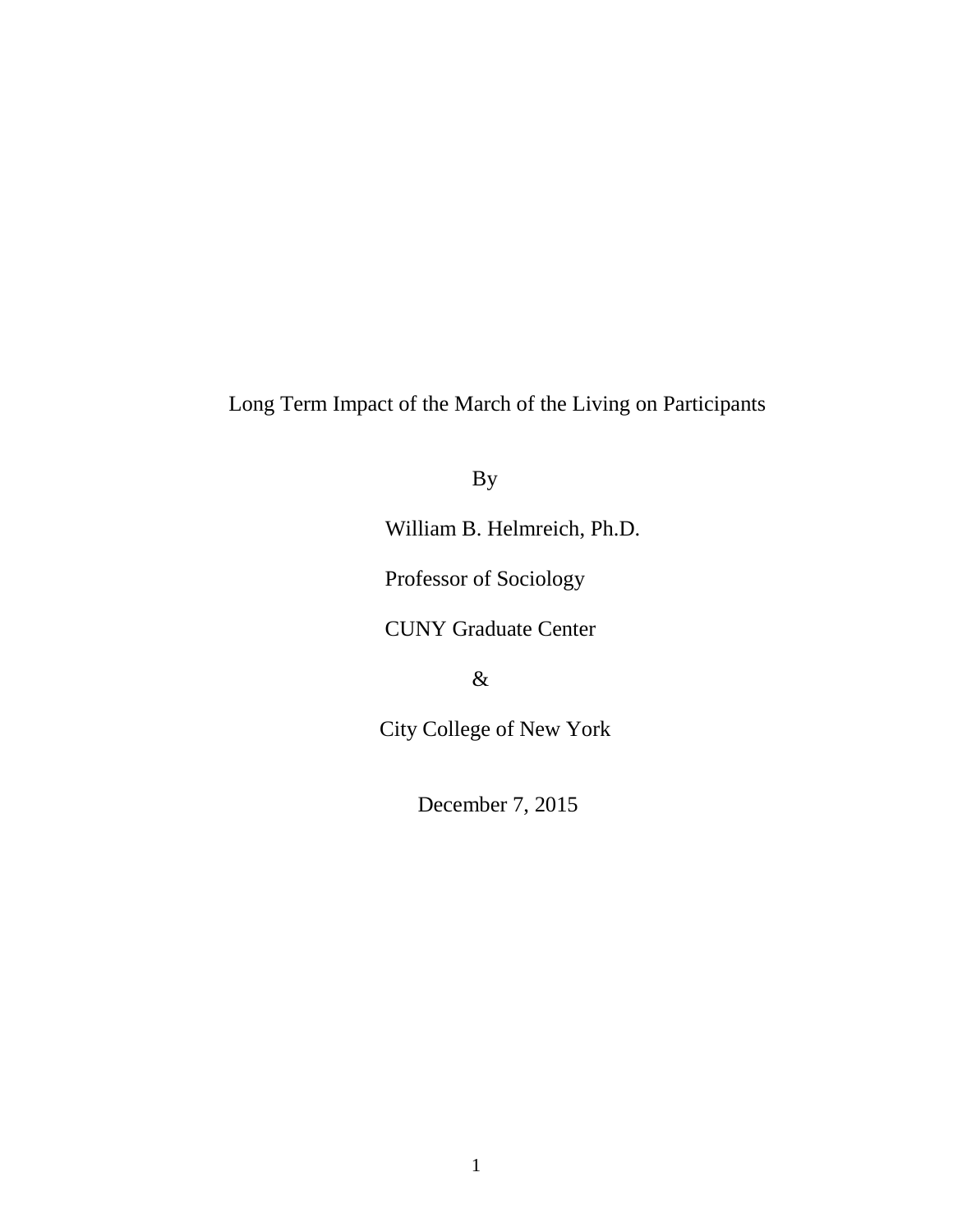# Long Term Impact of the March of the Living on Participants

By

William B. Helmreich, Ph.D.

Professor of Sociology

CUNY Graduate Center

&

City College of New York

December 7, 2015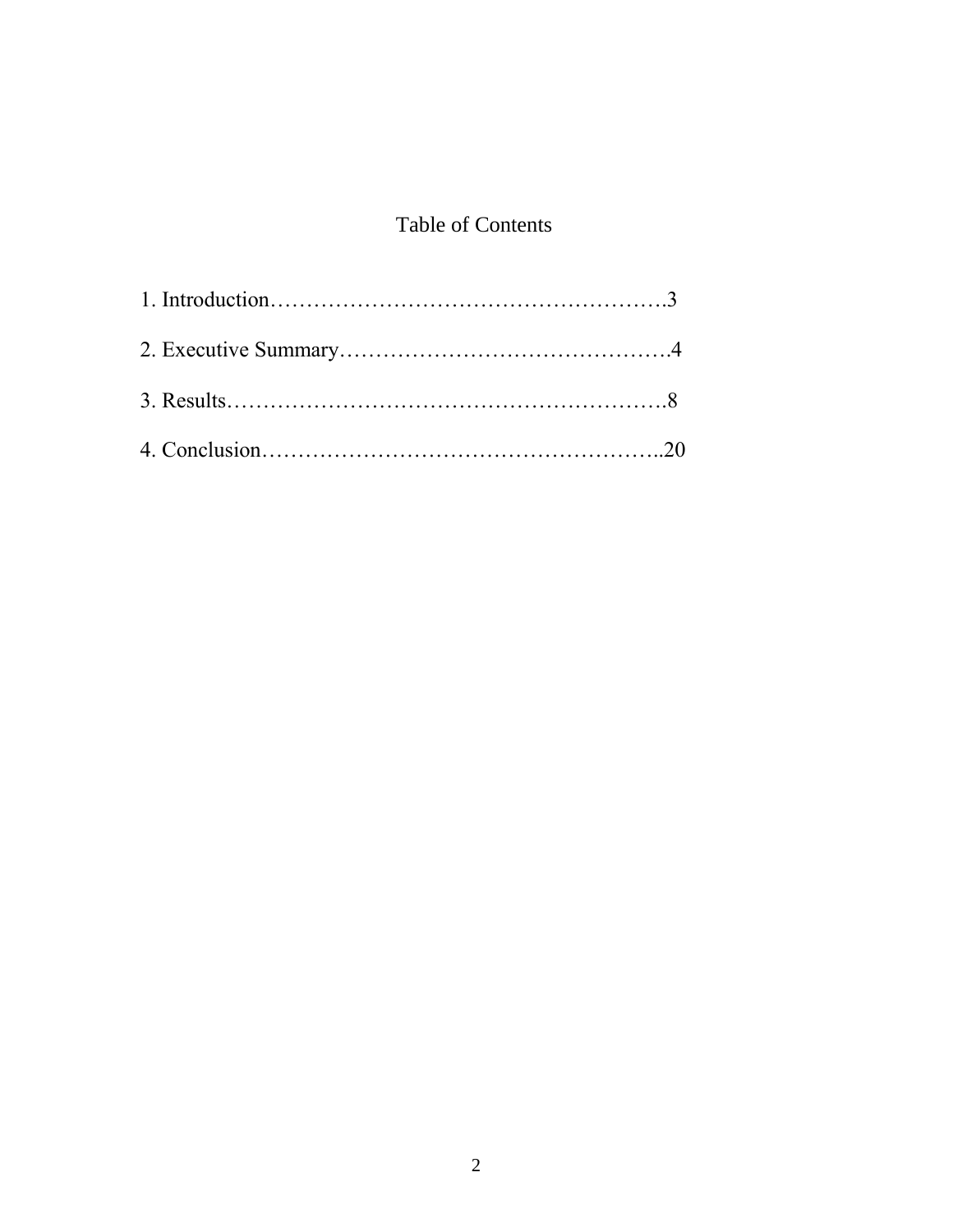# Table of Contents

1. Introduction……………………………………………….3

2. Executive Summary………………………………………4

3. Results…………………………………………………….8

4. Conclusion………………………………………………..20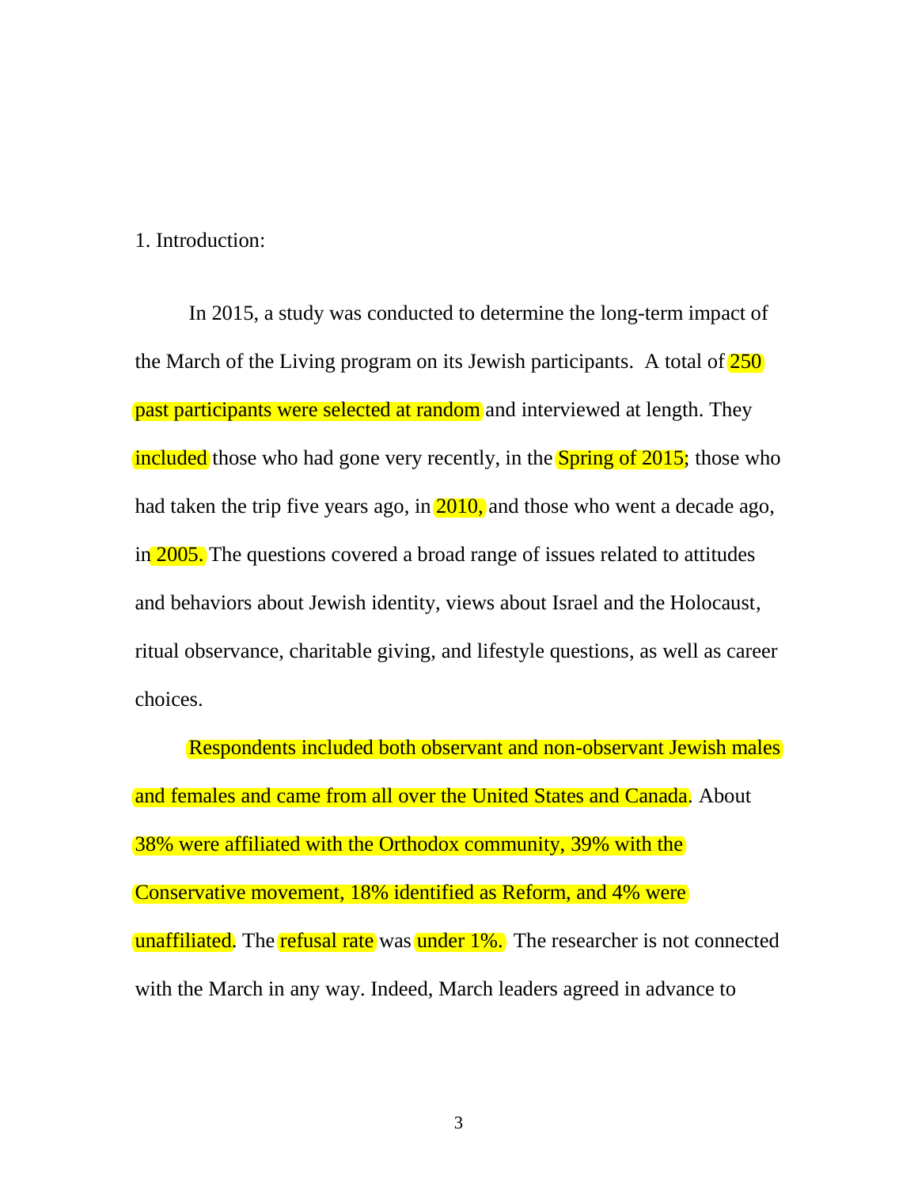1. Introduction:

In 2015, a study was conducted to determine the long-term impact of the March of the Living program on its Jewish participants. A total of 250 past participants were selected at random and interviewed at length. They included those who had gone very recently, in the Spring of 2015; those who had taken the trip five years ago, in 2010, and those who went a decade ago, in 2005. The questions covered a broad range of issues related to attitudes and behaviors about Jewish identity, views about Israel and the Holocaust, ritual observance, charitable giving, and lifestyle questions, as well as career choices.

Respondents included both observant and non-observant Jewish males and females and came from all over the United States and Canada. About 38% were affiliated with the Orthodox community, 39% with the Conservative movement, 18% identified as Reform, and 4% were unaffiliated. The refusal rate was under 1%. The researcher is not connected with the March in any way. Indeed, March leaders agreed in advance to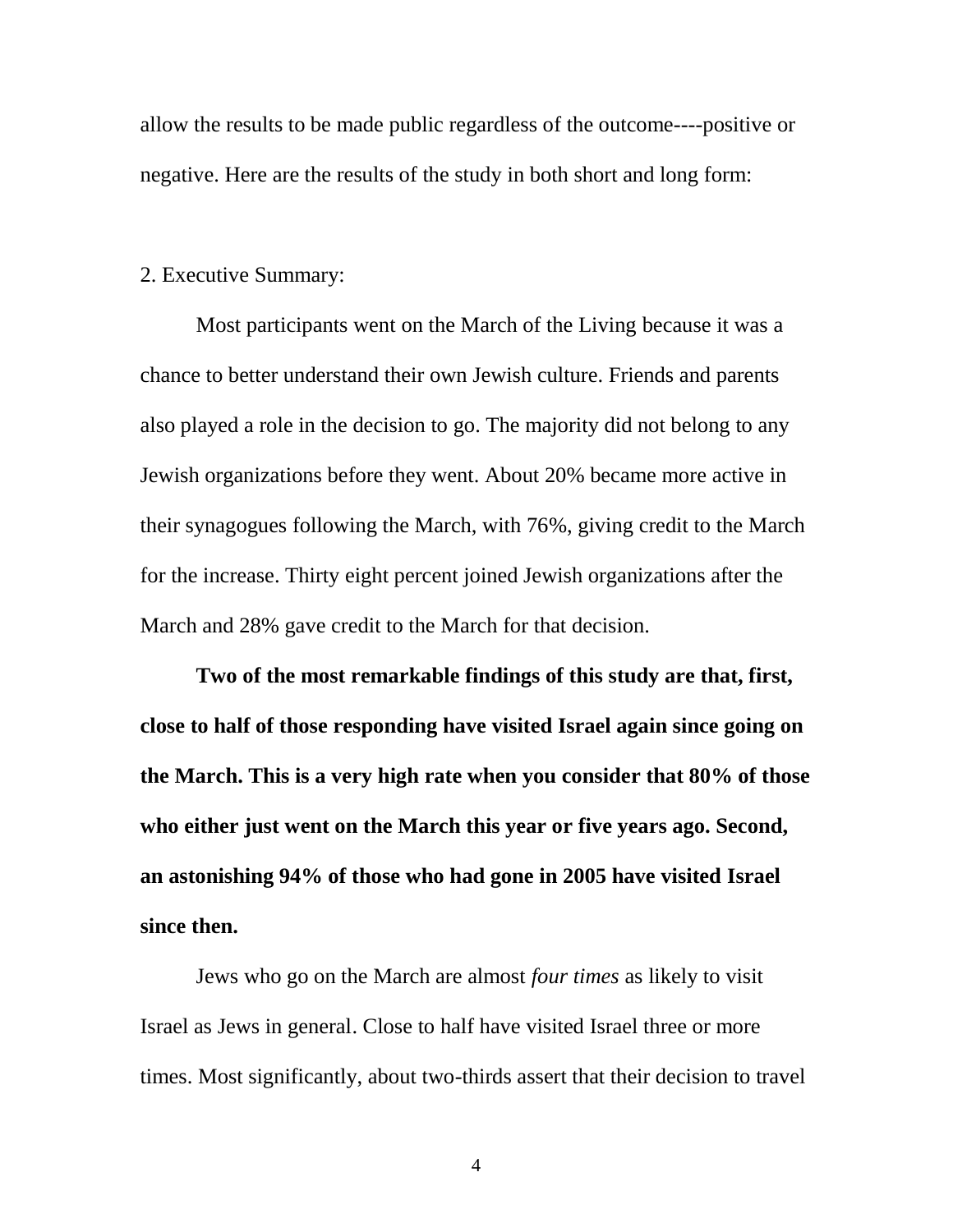allow the results to be made public regardless of the outcome----positive or negative. Here are the results of the study in both short and long form:

2. Executive Summary:

Most participants went on the March of the Living because it was a chance to better understand their own Jewish culture. Friends and parents also played a role in the decision to go. The majority did not belong to any Jewish organizations before they went. About 20% became more active in their synagogues following the March, with 76%, giving credit to the March for the increase. Thirty eight percent joined Jewish organizations after the March and 28% gave credit to the March for that decision.

**Two of the most remarkable findings of this study are that, first, close to half of those responding have visited Israel again since going on the March. This is a very high rate when you consider that 80% of those who either just went on the March this year or five years ago. Second, an astonishing 94% of those who had gone in 2005 have visited Israel since then.**

Jews who go on the March are almost *four times* as likely to visit Israel as Jews in general. Close to half have visited Israel three or more times. Most significantly, about two-thirds assert that their decision to travel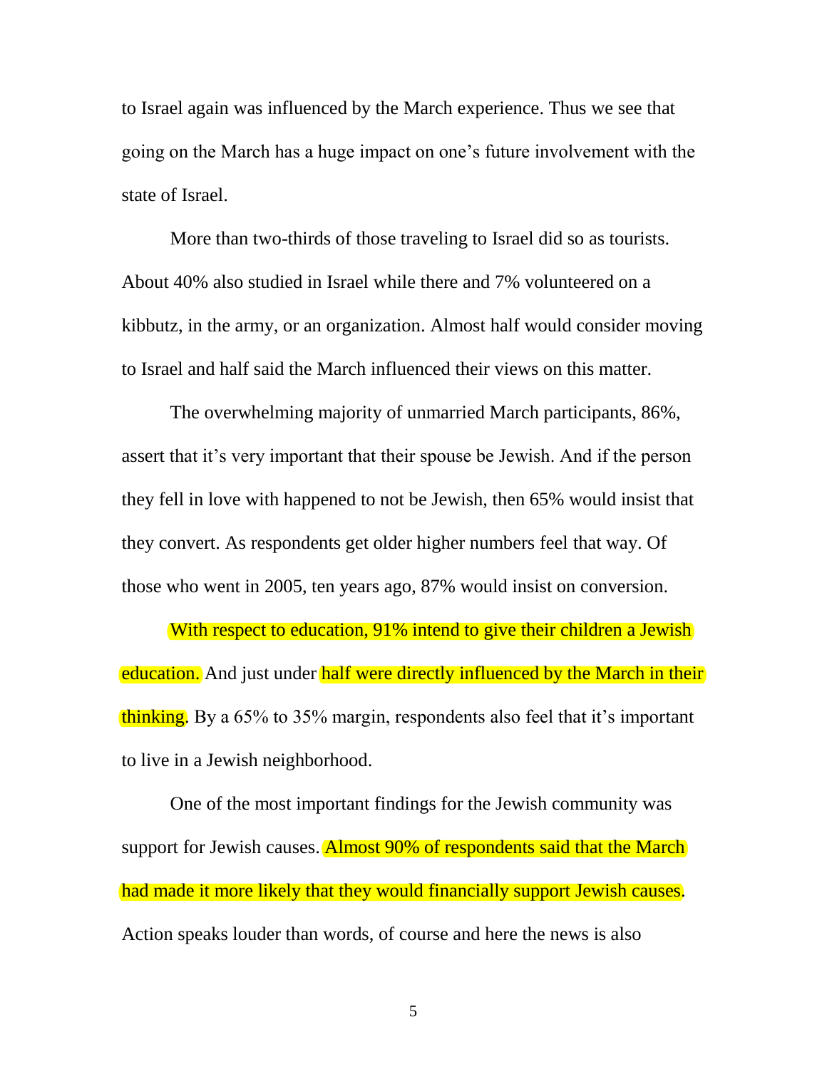to Israel again was influenced by the March experience. Thus we see that going on the March has a huge impact on one's future involvement with the state of Israel.

More than two-thirds of those traveling to Israel did so as tourists. About 40% also studied in Israel while there and 7% volunteered on a kibbutz, in the army, or an organization. Almost half would consider moving to Israel and half said the March influenced their views on this matter.

The overwhelming majority of unmarried March participants, 86%, assert that it's very important that their spouse be Jewish. And if the person they fell in love with happened to not be Jewish, then 65% would insist that they convert. As respondents get older higher numbers feel that way. Of those who went in 2005, ten years ago, 87% would insist on conversion.

With respect to education, 91% intend to give their children a Jewish education. And just under half were directly influenced by the March in their thinking. By a 65% to 35% margin, respondents also feel that it's important to live in a Jewish neighborhood.

One of the most important findings for the Jewish community was support for Jewish causes. Almost 90% of respondents said that the March had made it more likely that they would financially support Jewish causes. Action speaks louder than words, of course and here the news is also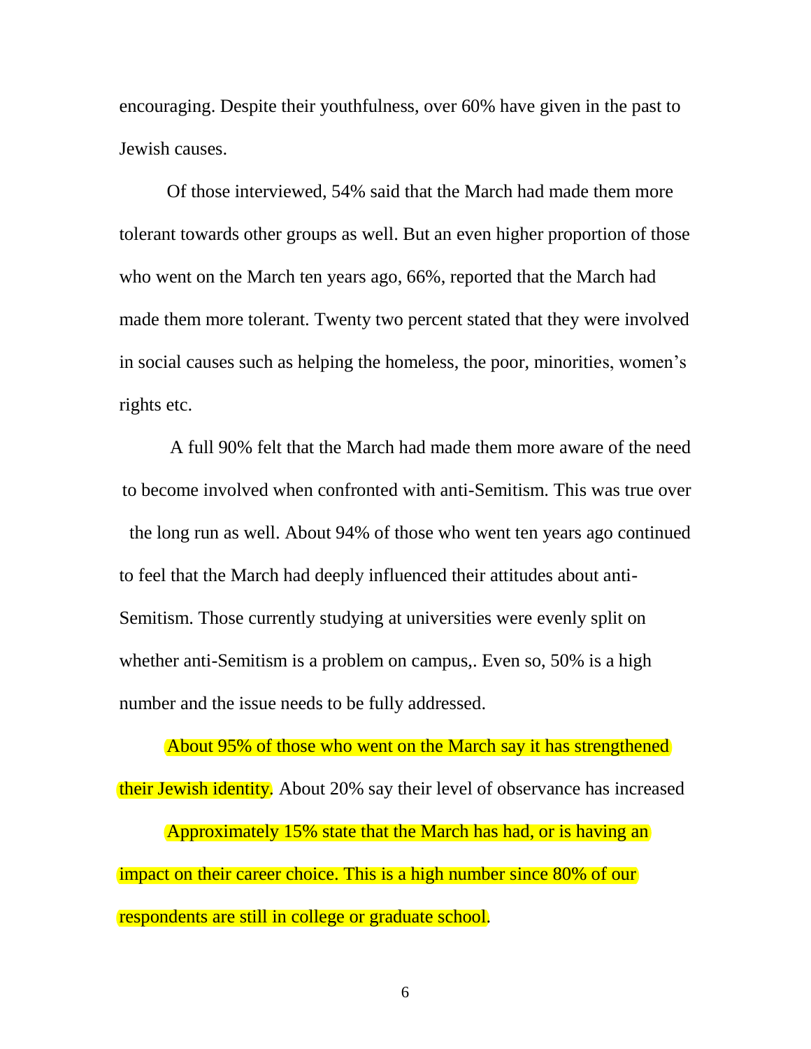encouraging. Despite their youthfulness, over 60% have given in the past to Jewish causes.

Of those interviewed, 54% said that the March had made them more tolerant towards other groups as well. But an even higher proportion of those who went on the March ten years ago, 66%, reported that the March had made them more tolerant. Twenty two percent stated that they were involved in social causes such as helping the homeless, the poor, minorities, women's rights etc.

A full 90% felt that the March had made them more aware of the need to become involved when confronted with anti-Semitism. This was true over the long run as well. About 94% of those who went ten years ago continued to feel that the March had deeply influenced their attitudes about anti-Semitism. Those currently studying at universities were evenly split on whether anti-Semitism is a problem on campus,. Even so, 50% is a high number and the issue needs to be fully addressed.

About 95% of those who went on the March say it has strengthened their Jewish identity. About 20% say their level of observance has increased

Approximately 15% state that the March has had, or is having an impact on their career choice. This is a high number since 80% of our respondents are still in college or graduate school.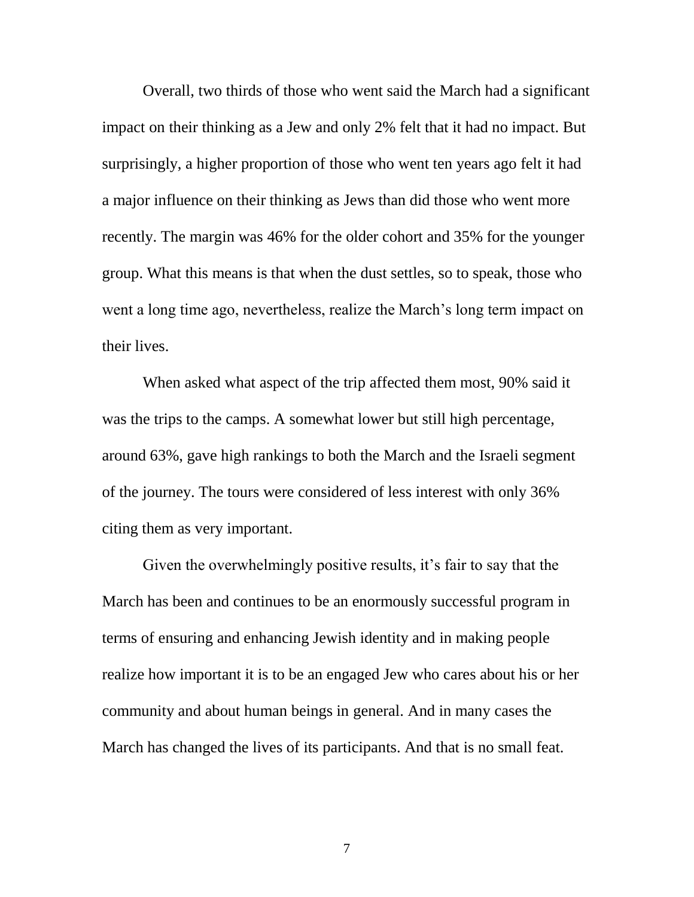Overall, two thirds of those who went said the March had a significant impact on their thinking as a Jew and only 2% felt that it had no impact. But surprisingly, a higher proportion of those who went ten years ago felt it had a major influence on their thinking as Jews than did those who went more recently. The margin was 46% for the older cohort and 35% for the younger group. What this means is that when the dust settles, so to speak, those who went a long time ago, nevertheless, realize the March's long term impact on their lives.

When asked what aspect of the trip affected them most, 90% said it was the trips to the camps. A somewhat lower but still high percentage, around 63%, gave high rankings to both the March and the Israeli segment of the journey. The tours were considered of less interest with only 36% citing them as very important.

Given the overwhelmingly positive results, it's fair to say that the March has been and continues to be an enormously successful program in terms of ensuring and enhancing Jewish identity and in making people realize how important it is to be an engaged Jew who cares about his or her community and about human beings in general. And in many cases the March has changed the lives of its participants. And that is no small feat.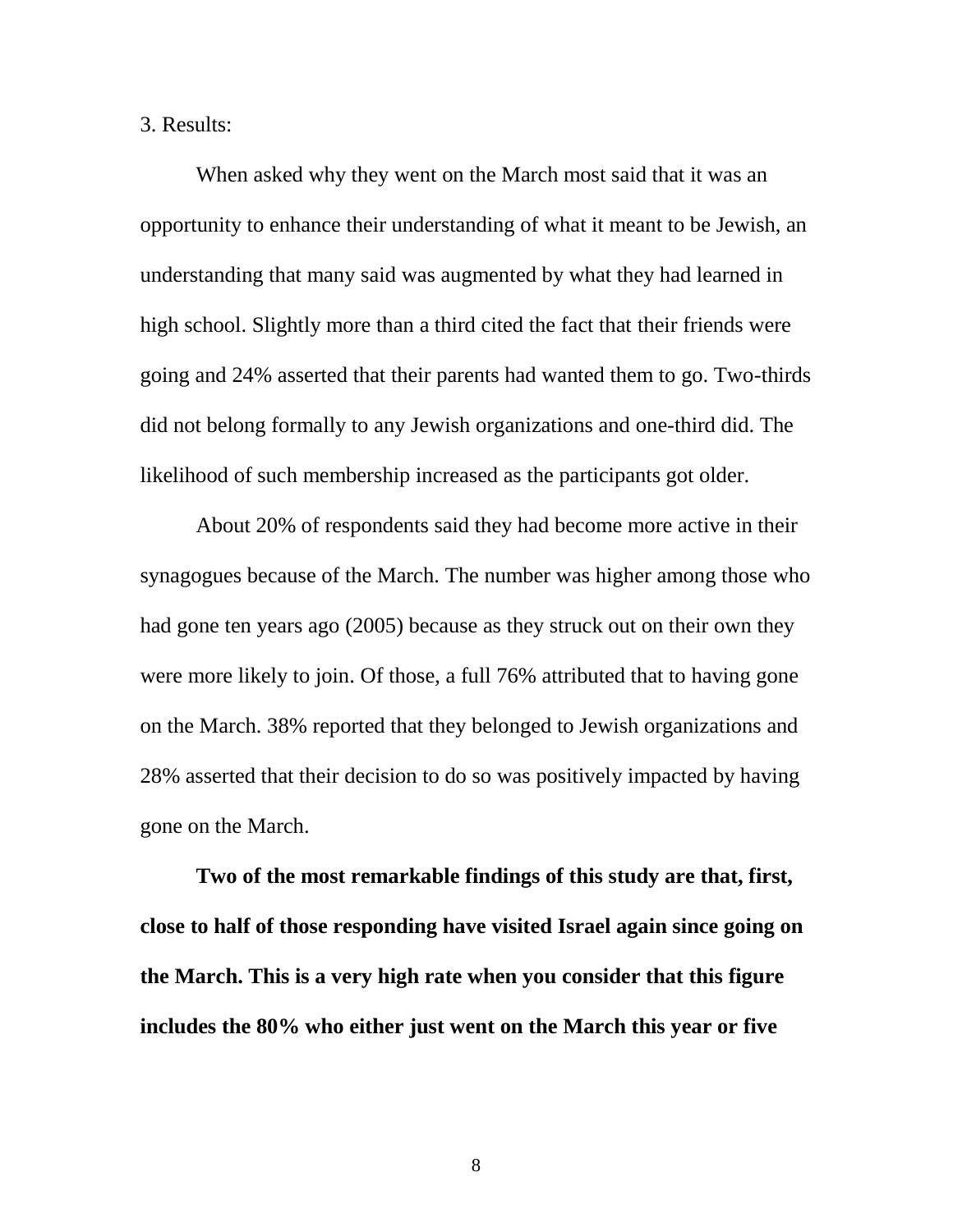3. Results:

When asked why they went on the March most said that it was an opportunity to enhance their understanding of what it meant to be Jewish, an understanding that many said was augmented by what they had learned in high school. Slightly more than a third cited the fact that their friends were going and 24% asserted that their parents had wanted them to go. Two-thirds did not belong formally to any Jewish organizations and one-third did. The likelihood of such membership increased as the participants got older.

About 20% of respondents said they had become more active in their synagogues because of the March. The number was higher among those who had gone ten years ago (2005) because as they struck out on their own they were more likely to join. Of those, a full 76% attributed that to having gone on the March. 38% reported that they belonged to Jewish organizations and 28% asserted that their decision to do so was positively impacted by having gone on the March.

**Two of the most remarkable findings of this study are that, first, close to half of those responding have visited Israel again since going on the March. This is a very high rate when you consider that this figure includes the 80% who either just went on the March this year or five**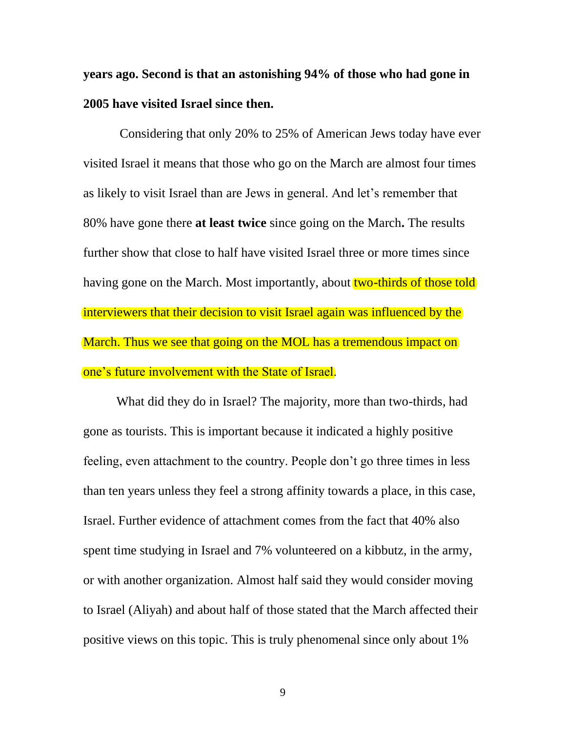**years ago. Second is that an astonishing 94% of those who had gone in 2005 have visited Israel since then.**

Considering that only 20% to 25% of American Jews today have ever visited Israel it means that those who go on the March are almost four times as likely to visit Israel than are Jews in general. And let's remember that 80% have gone there **at least twice** since going on the March**.** The results further show that close to half have visited Israel three or more times since having gone on the March. Most importantly, about two-thirds of those told interviewers that their decision to visit Israel again was influenced by the March. Thus we see that going on the MOL has a tremendous impact on one's future involvement with the State of Israel.

What did they do in Israel? The majority, more than two-thirds, had gone as tourists. This is important because it indicated a highly positive feeling, even attachment to the country. People don't go three times in less than ten years unless they feel a strong affinity towards a place, in this case, Israel. Further evidence of attachment comes from the fact that 40% also spent time studying in Israel and 7% volunteered on a kibbutz, in the army, or with another organization. Almost half said they would consider moving to Israel (Aliyah) and about half of those stated that the March affected their positive views on this topic. This is truly phenomenal since only about 1%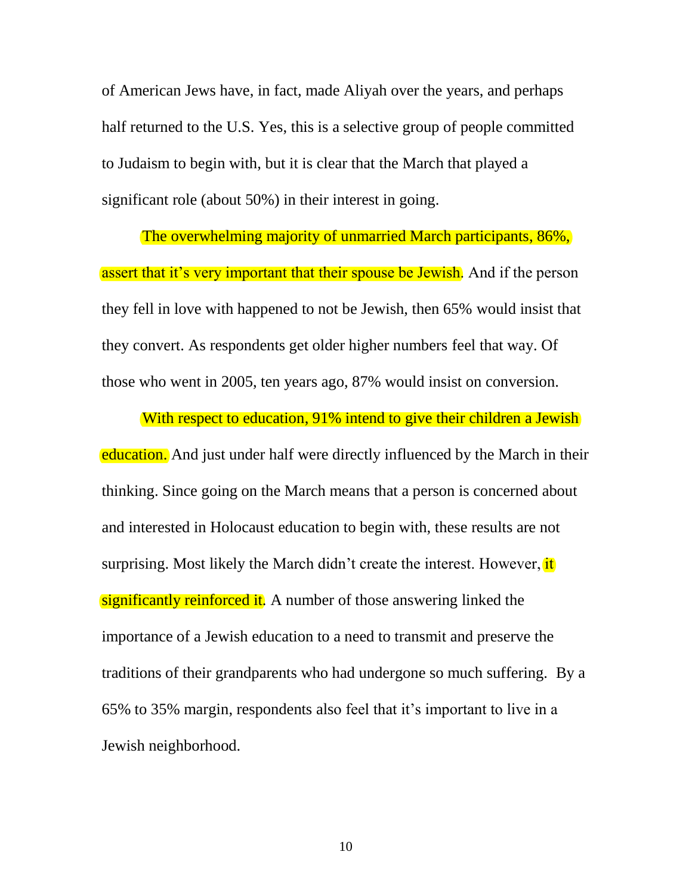of American Jews have, in fact, made Aliyah over the years, and perhaps half returned to the U.S. Yes, this is a selective group of people committed to Judaism to begin with, but it is clear that the March that played a significant role (about 50%) in their interest in going.

The overwhelming majority of unmarried March participants, 86%, assert that it's very important that their spouse be Jewish. And if the person they fell in love with happened to not be Jewish, then 65% would insist that they convert. As respondents get older higher numbers feel that way. Of those who went in 2005, ten years ago, 87% would insist on conversion.

With respect to education, 91% intend to give their children a Jewish education. And just under half were directly influenced by the March in their thinking. Since going on the March means that a person is concerned about and interested in Holocaust education to begin with, these results are not surprising. Most likely the March didn't create the interest. However, it significantly reinforced it. A number of those answering linked the importance of a Jewish education to a need to transmit and preserve the traditions of their grandparents who had undergone so much suffering. By a 65% to 35% margin, respondents also feel that it's important to live in a Jewish neighborhood.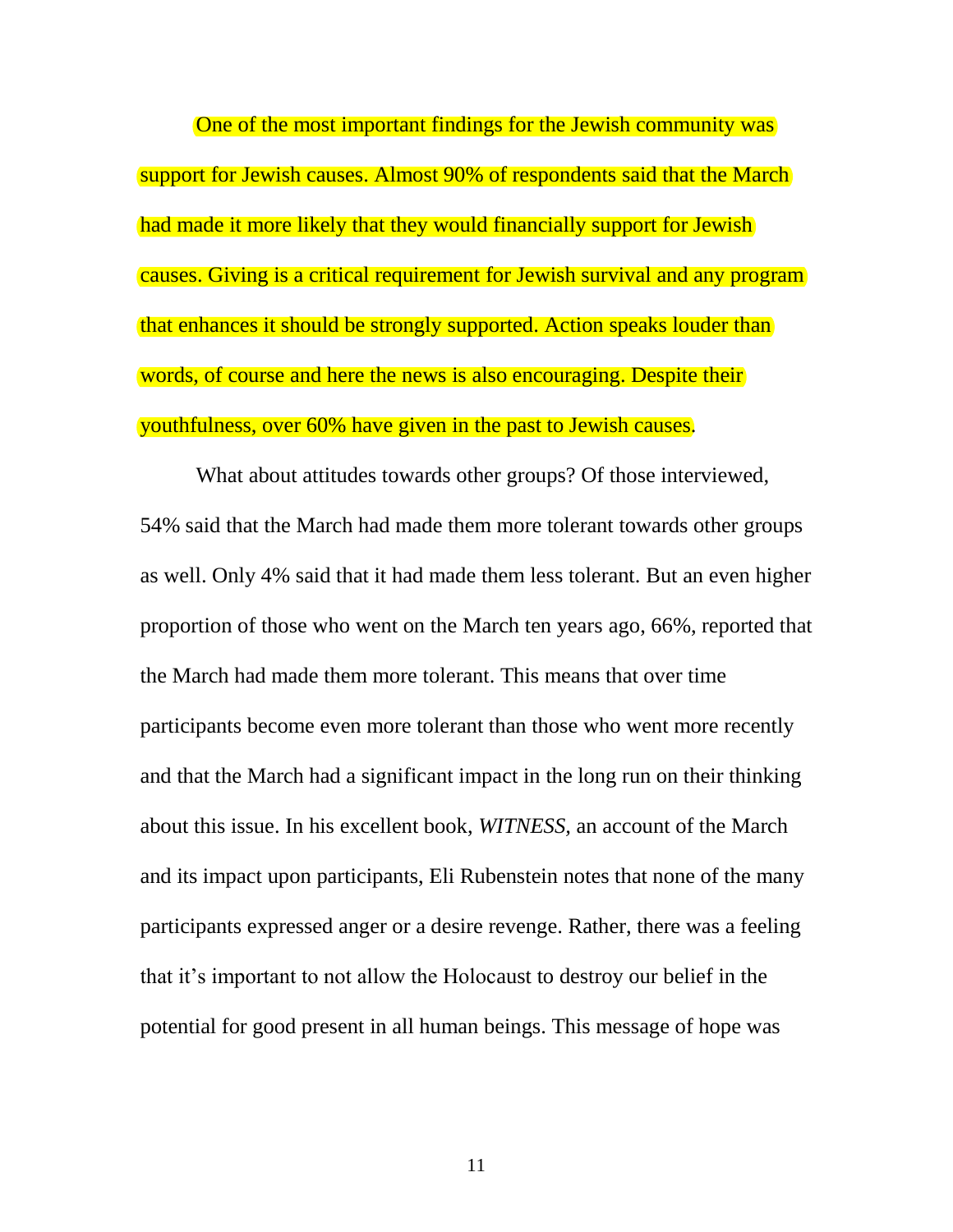One of the most important findings for the Jewish community was support for Jewish causes. Almost 90% of respondents said that the March had made it more likely that they would financially support for Jewish causes. Giving is a critical requirement for Jewish survival and any program that enhances it should be strongly supported. Action speaks louder than words, of course and here the news is also encouraging. Despite their youthfulness, over 60% have given in the past to Jewish causes.

What about attitudes towards other groups? Of those interviewed, 54% said that the March had made them more tolerant towards other groups as well. Only 4% said that it had made them less tolerant. But an even higher proportion of those who went on the March ten years ago, 66%, reported that the March had made them more tolerant. This means that over time participants become even more tolerant than those who went more recently and that the March had a significant impact in the long run on their thinking about this issue. In his excellent book, *WITNESS,* an account of the March and its impact upon participants, Eli Rubenstein notes that none of the many participants expressed anger or a desire revenge. Rather, there was a feeling that it's important to not allow the Holocaust to destroy our belief in the potential for good present in all human beings. This message of hope was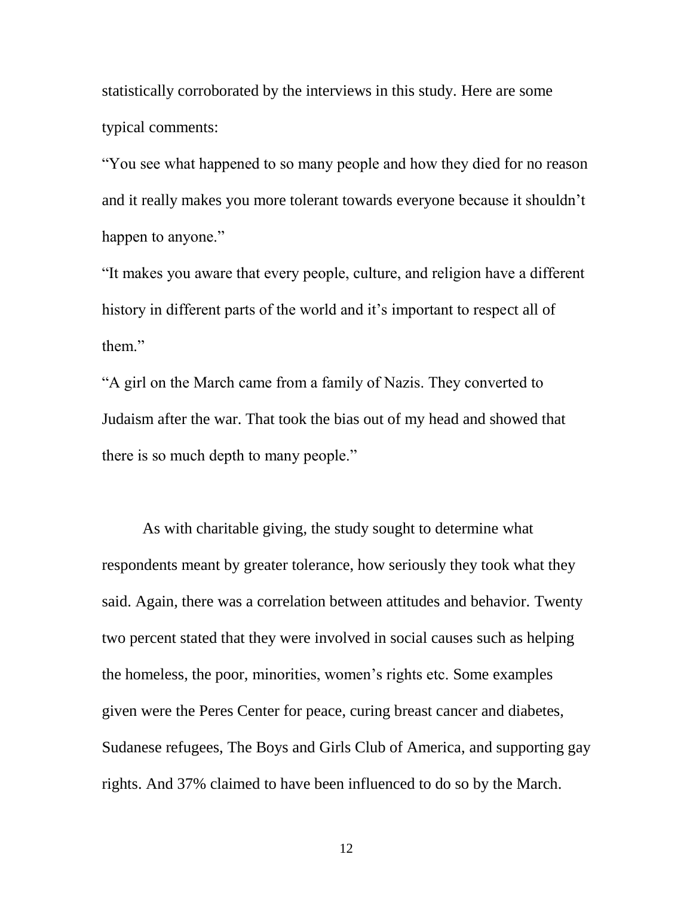statistically corroborated by the interviews in this study. Here are some typical comments:

"You see what happened to so many people and how they died for no reason and it really makes you more tolerant towards everyone because it shouldn't happen to anyone."

"It makes you aware that every people, culture, and religion have a different history in different parts of the world and it's important to respect all of them."

"A girl on the March came from a family of Nazis. They converted to Judaism after the war. That took the bias out of my head and showed that there is so much depth to many people."

As with charitable giving, the study sought to determine what respondents meant by greater tolerance, how seriously they took what they said. Again, there was a correlation between attitudes and behavior. Twenty two percent stated that they were involved in social causes such as helping the homeless, the poor, minorities, women's rights etc. Some examples given were the Peres Center for peace, curing breast cancer and diabetes, Sudanese refugees, The Boys and Girls Club of America, and supporting gay rights. And 37% claimed to have been influenced to do so by the March.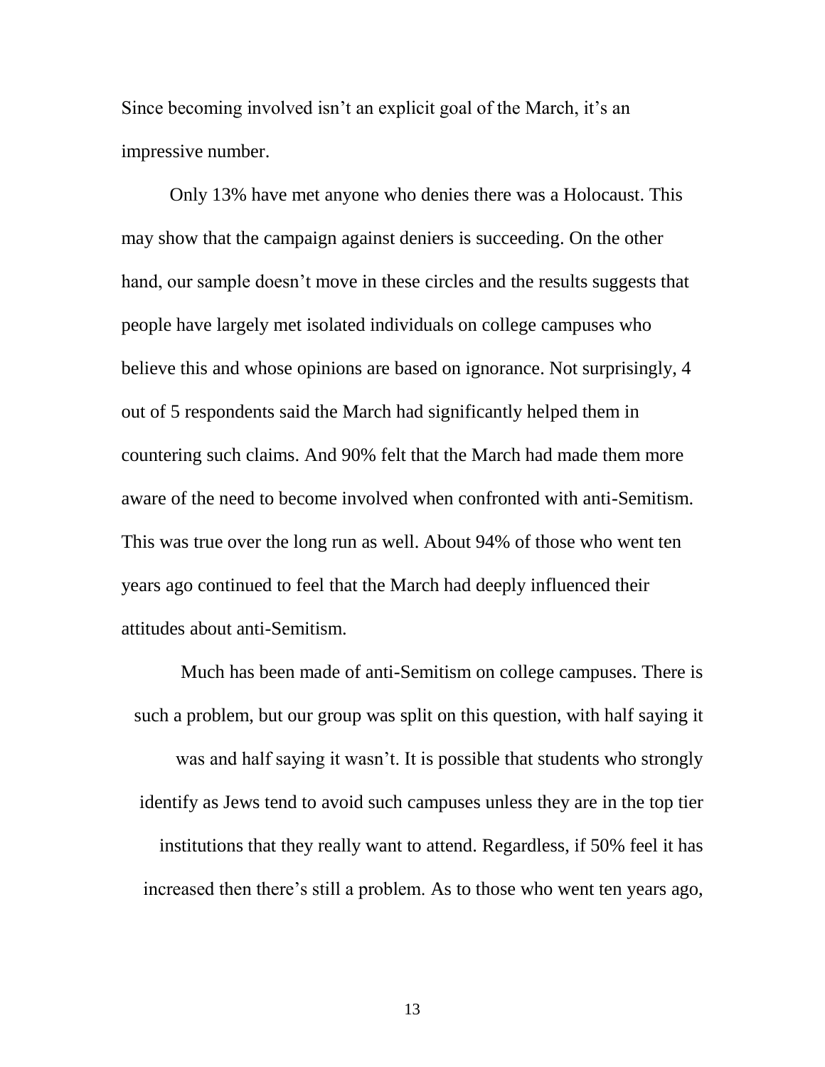Since becoming involved isn't an explicit goal of the March, it's an impressive number.

Only 13% have met anyone who denies there was a Holocaust. This may show that the campaign against deniers is succeeding. On the other hand, our sample doesn't move in these circles and the results suggests that people have largely met isolated individuals on college campuses who believe this and whose opinions are based on ignorance. Not surprisingly, 4 out of 5 respondents said the March had significantly helped them in countering such claims. And 90% felt that the March had made them more aware of the need to become involved when confronted with anti-Semitism. This was true over the long run as well. About 94% of those who went ten years ago continued to feel that the March had deeply influenced their attitudes about anti-Semitism.

Much has been made of anti-Semitism on college campuses. There is such a problem, but our group was split on this question, with half saying it was and half saying it wasn't. It is possible that students who strongly identify as Jews tend to avoid such campuses unless they are in the top tier institutions that they really want to attend. Regardless, if 50% feel it has increased then there's still a problem. As to those who went ten years ago,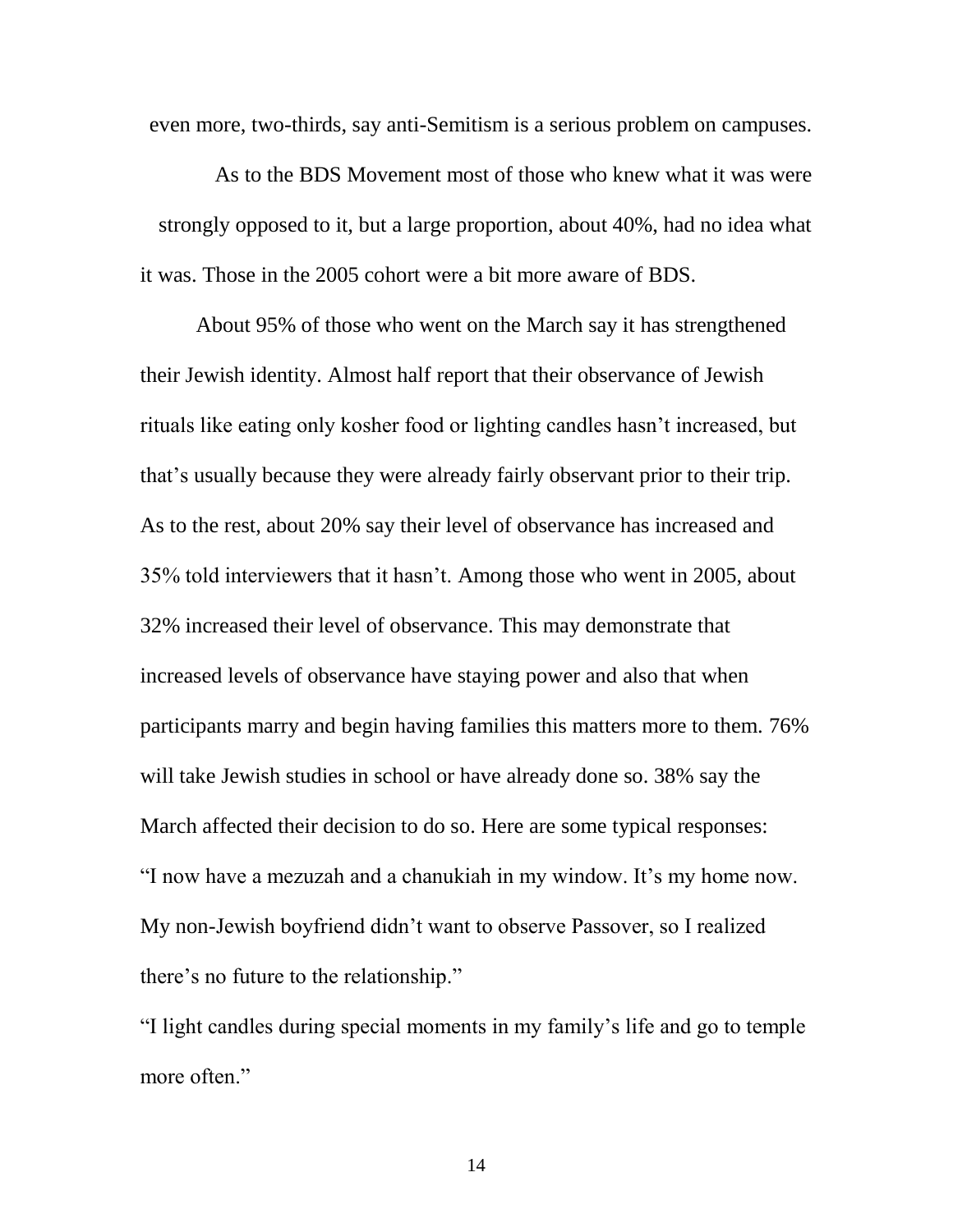even more, two-thirds, say anti-Semitism is a serious problem on campuses.

As to the BDS Movement most of those who knew what it was were strongly opposed to it, but a large proportion, about 40%, had no idea what it was. Those in the 2005 cohort were a bit more aware of BDS.

About 95% of those who went on the March say it has strengthened their Jewish identity. Almost half report that their observance of Jewish rituals like eating only kosher food or lighting candles hasn't increased, but that's usually because they were already fairly observant prior to their trip. As to the rest, about 20% say their level of observance has increased and 35% told interviewers that it hasn't. Among those who went in 2005, about 32% increased their level of observance. This may demonstrate that increased levels of observance have staying power and also that when participants marry and begin having families this matters more to them. 76% will take Jewish studies in school or have already done so. 38% say the March affected their decision to do so. Here are some typical responses:

"I now have a mezuzah and a chanukiah in my window. It's my home now. My non-Jewish boyfriend didn't want to observe Passover, so I realized there's no future to the relationship."

"I light candles during special moments in my family's life and go to temple more often."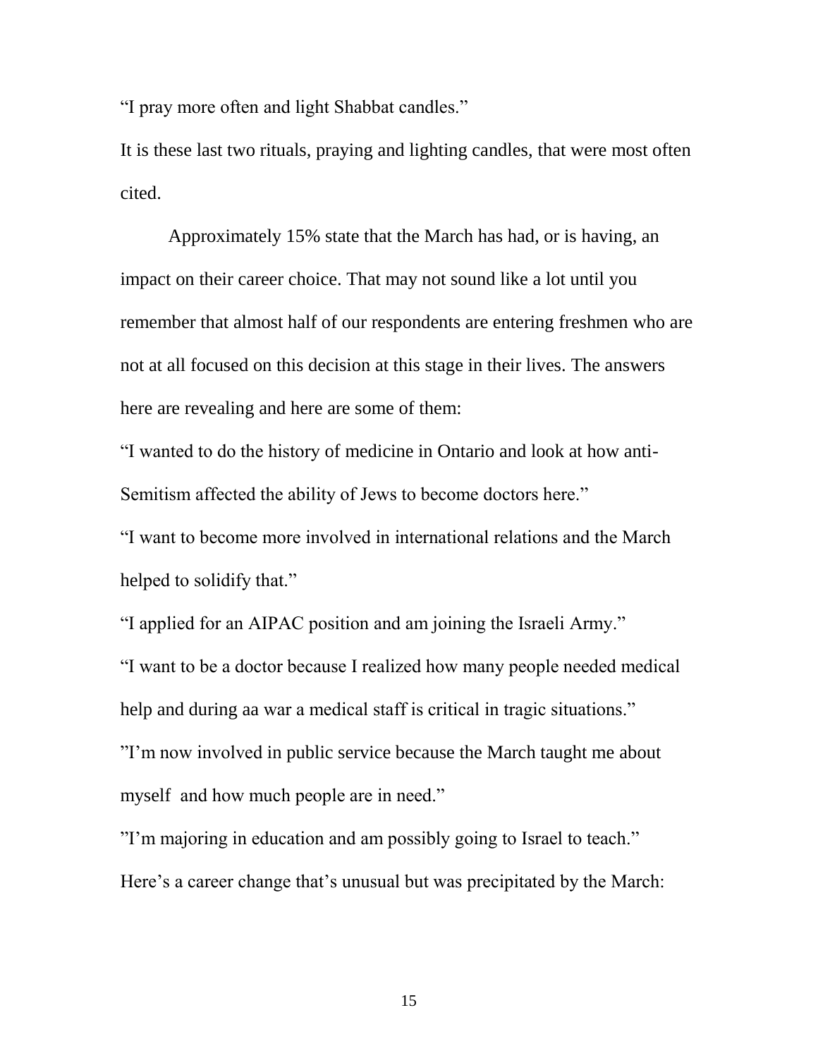"I pray more often and light Shabbat candles."

It is these last two rituals, praying and lighting candles, that were most often cited.

Approximately 15% state that the March has had, or is having, an impact on their career choice. That may not sound like a lot until you remember that almost half of our respondents are entering freshmen who are not at all focused on this decision at this stage in their lives. The answers here are revealing and here are some of them:

"I wanted to do the history of medicine in Ontario and look at how anti-Semitism affected the ability of Jews to become doctors here."

"I want to become more involved in international relations and the March helped to solidify that."

"I applied for an AIPAC position and am joining the Israeli Army."

"I want to be a doctor because I realized how many people needed medical help and during aa war a medical staff is critical in tragic situations."

"I'm now involved in public service because the March taught me about myself and how much people are in need."

"I'm majoring in education and am possibly going to Israel to teach."

Here's a career change that's unusual but was precipitated by the March: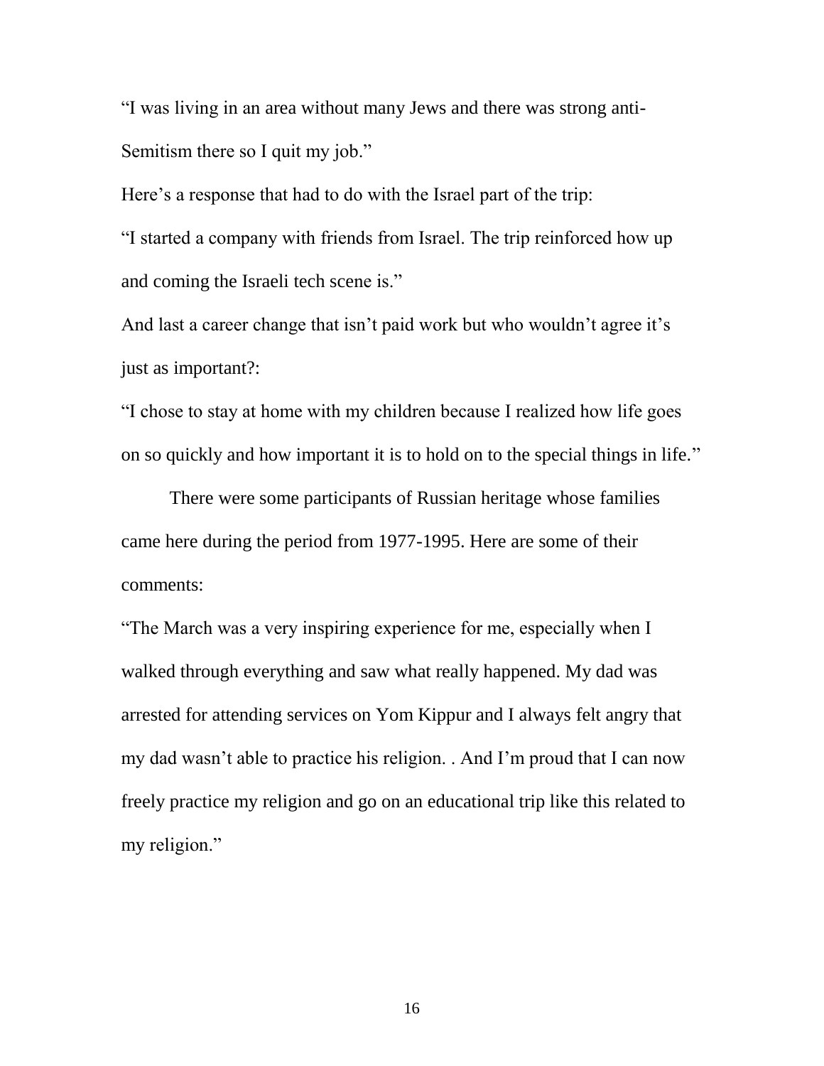"I was living in an area without many Jews and there was strong anti-Semitism there so I quit my job."

Here's a response that had to do with the Israel part of the trip:

"I started a company with friends from Israel. The trip reinforced how up and coming the Israeli tech scene is."

And last a career change that isn't paid work but who wouldn't agree it's just as important?:

"I chose to stay at home with my children because I realized how life goes on so quickly and how important it is to hold on to the special things in life."

There were some participants of Russian heritage whose families came here during the period from 1977-1995. Here are some of their comments:

"The March was a very inspiring experience for me, especially when I walked through everything and saw what really happened. My dad was arrested for attending services on Yom Kippur and I always felt angry that my dad wasn't able to practice his religion. . And I'm proud that I can now freely practice my religion and go on an educational trip like this related to my religion."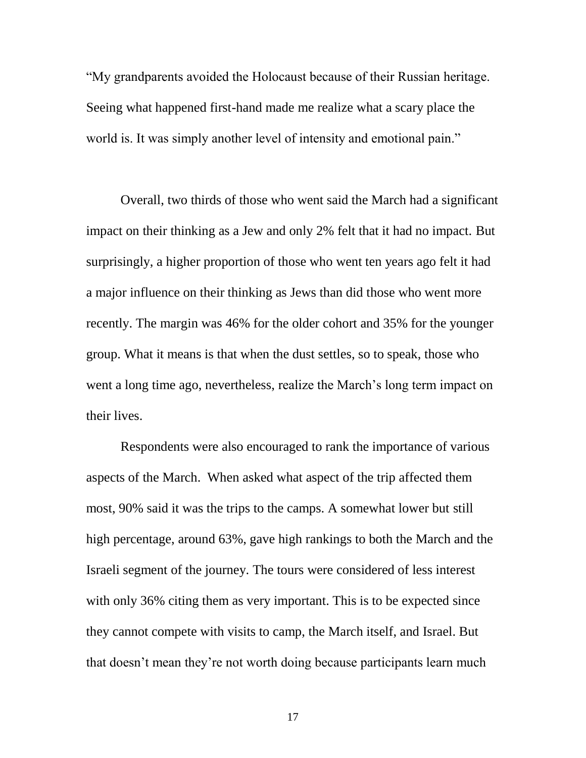"My grandparents avoided the Holocaust because of their Russian heritage. Seeing what happened first-hand made me realize what a scary place the world is. It was simply another level of intensity and emotional pain."

Overall, two thirds of those who went said the March had a significant impact on their thinking as a Jew and only 2% felt that it had no impact. But surprisingly, a higher proportion of those who went ten years ago felt it had a major influence on their thinking as Jews than did those who went more recently. The margin was 46% for the older cohort and 35% for the younger group. What it means is that when the dust settles, so to speak, those who went a long time ago, nevertheless, realize the March's long term impact on their lives.

Respondents were also encouraged to rank the importance of various aspects of the March. When asked what aspect of the trip affected them most, 90% said it was the trips to the camps. A somewhat lower but still high percentage, around 63%, gave high rankings to both the March and the Israeli segment of the journey. The tours were considered of less interest with only 36% citing them as very important. This is to be expected since they cannot compete with visits to camp, the March itself, and Israel. But that doesn't mean they're not worth doing because participants learn much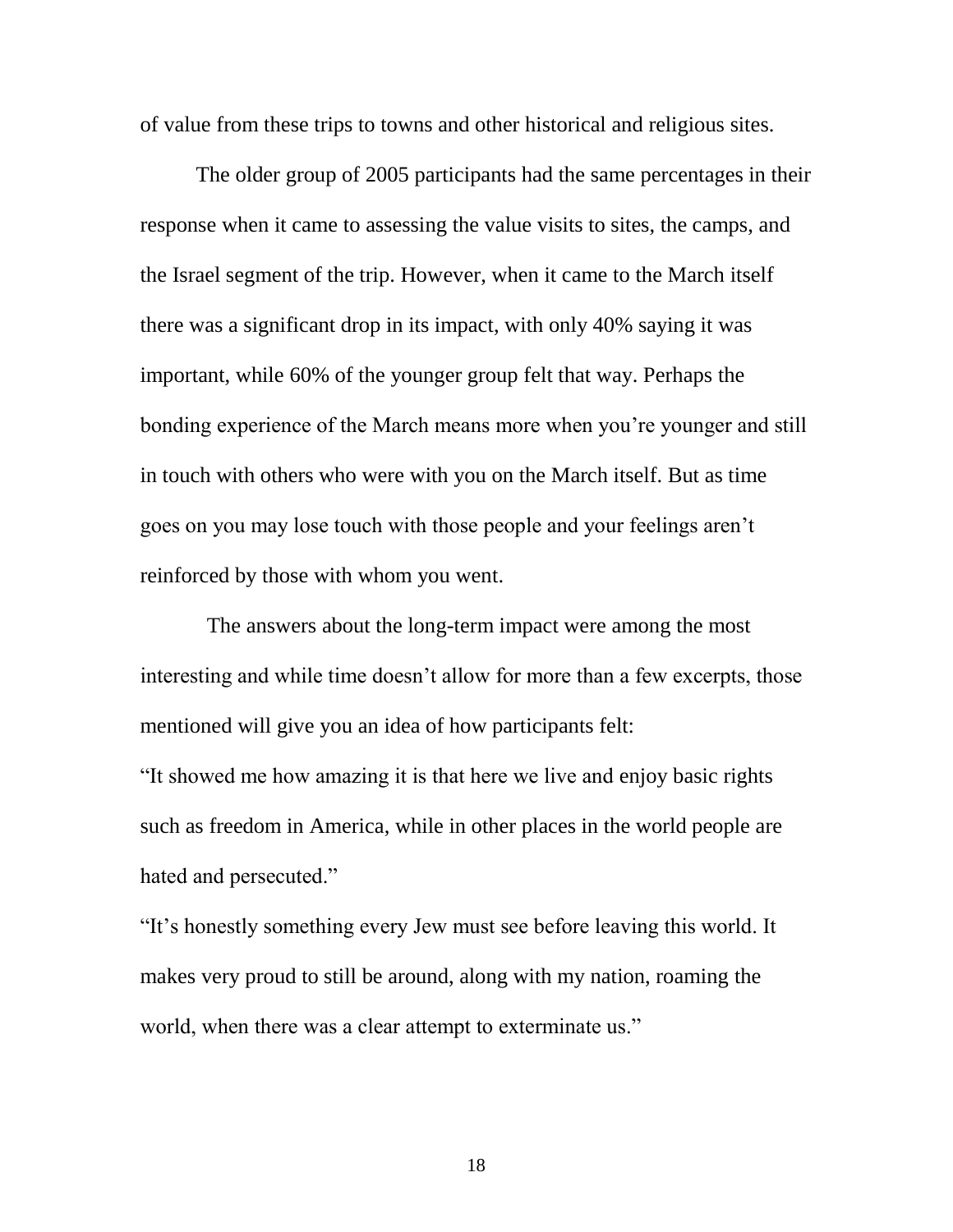of value from these trips to towns and other historical and religious sites.

The older group of 2005 participants had the same percentages in their response when it came to assessing the value visits to sites, the camps, and the Israel segment of the trip. However, when it came to the March itself there was a significant drop in its impact, with only 40% saying it was important, while 60% of the younger group felt that way. Perhaps the bonding experience of the March means more when you're younger and still in touch with others who were with you on the March itself. But as time goes on you may lose touch with those people and your feelings aren't reinforced by those with whom you went.

The answers about the long-term impact were among the most interesting and while time doesn't allow for more than a few excerpts, those mentioned will give you an idea of how participants felt:

"It showed me how amazing it is that here we live and enjoy basic rights such as freedom in America, while in other places in the world people are hated and persecuted."

"It's honestly something every Jew must see before leaving this world. It makes very proud to still be around, along with my nation, roaming the world, when there was a clear attempt to exterminate us."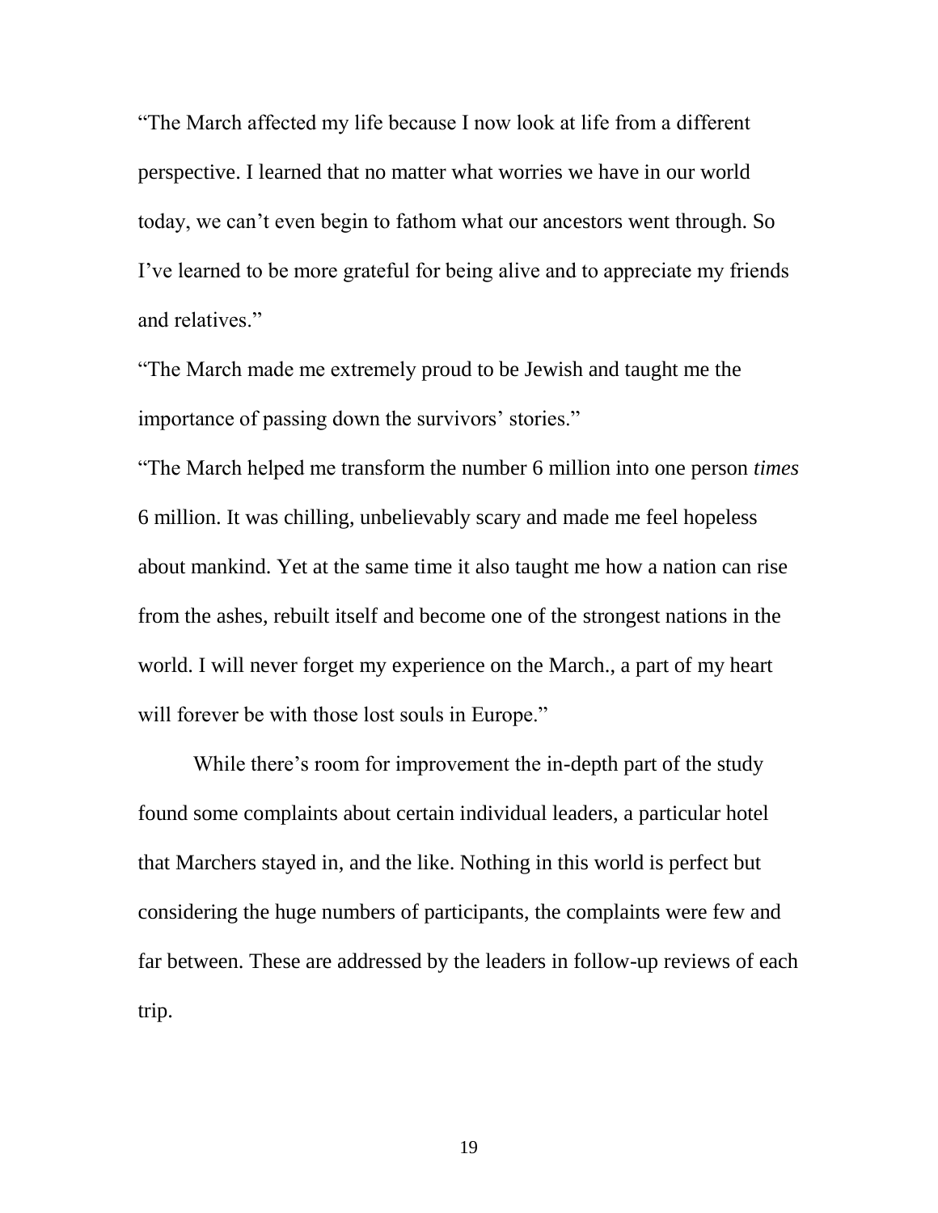“The March affected my life because I now look at life from a different perspective. I learned that no matter what worries we have in our world today, we can’t even begin to fathom what our ancestors went through. So I’ve learned to be more grateful for being alive and to appreciate my friends and relatives.”

“The March made me extremely proud to be Jewish and taught me the importance of passing down the survivors’ stories.”

“The March helped me transform the number 6 million into one person *times* 6 million. It was chilling, unbelievably scary and made me feel hopeless about mankind. Yet at the same time it also taught me how a nation can rise from the ashes, rebuilt itself and become one of the strongest nations in the world. I will never forget my experience on the March., a part of my heart will forever be with those lost souls in Europe.”

While there’s room for improvement the in-depth part of the study found some complaints about certain individual leaders, a particular hotel that Marchers stayed in, and the like. Nothing in this world is perfect but considering the huge numbers of participants, the complaints were few and far between. These are addressed by the leaders in follow-up reviews of each trip.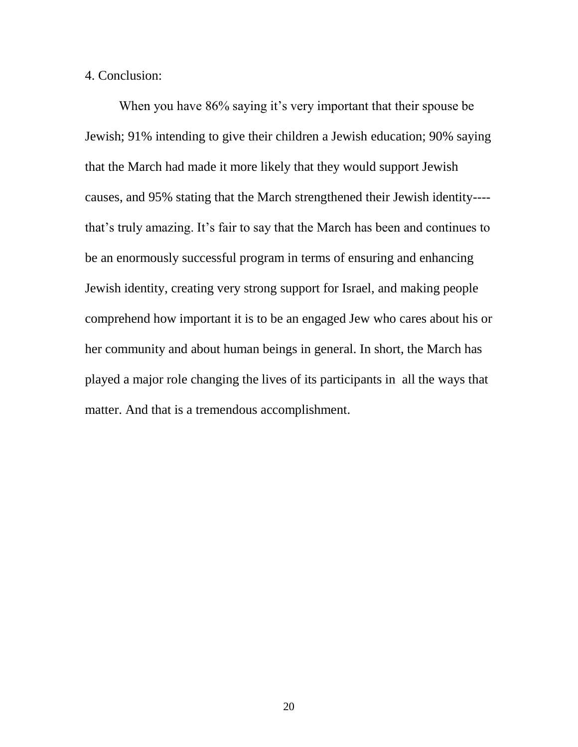## 4. Conclusion:

When you have 86% saying it's very important that their spouse be Jewish; 91% intending to give their children a Jewish education; 90% saying that the March had made it more likely that they would support Jewish causes, and 95% stating that the March strengthened their Jewish identity----that's truly amazing. It's fair to say that the March has been and continues to be an enormously successful program in terms of ensuring and enhancing Jewish identity, creating very strong support for Israel, and making people comprehend how important it is to be an engaged Jew who cares about his or her community and about human beings in general. In short, the March has played a major role changing the lives of its participants in all the ways that matter. And that is a tremendous accomplishment.